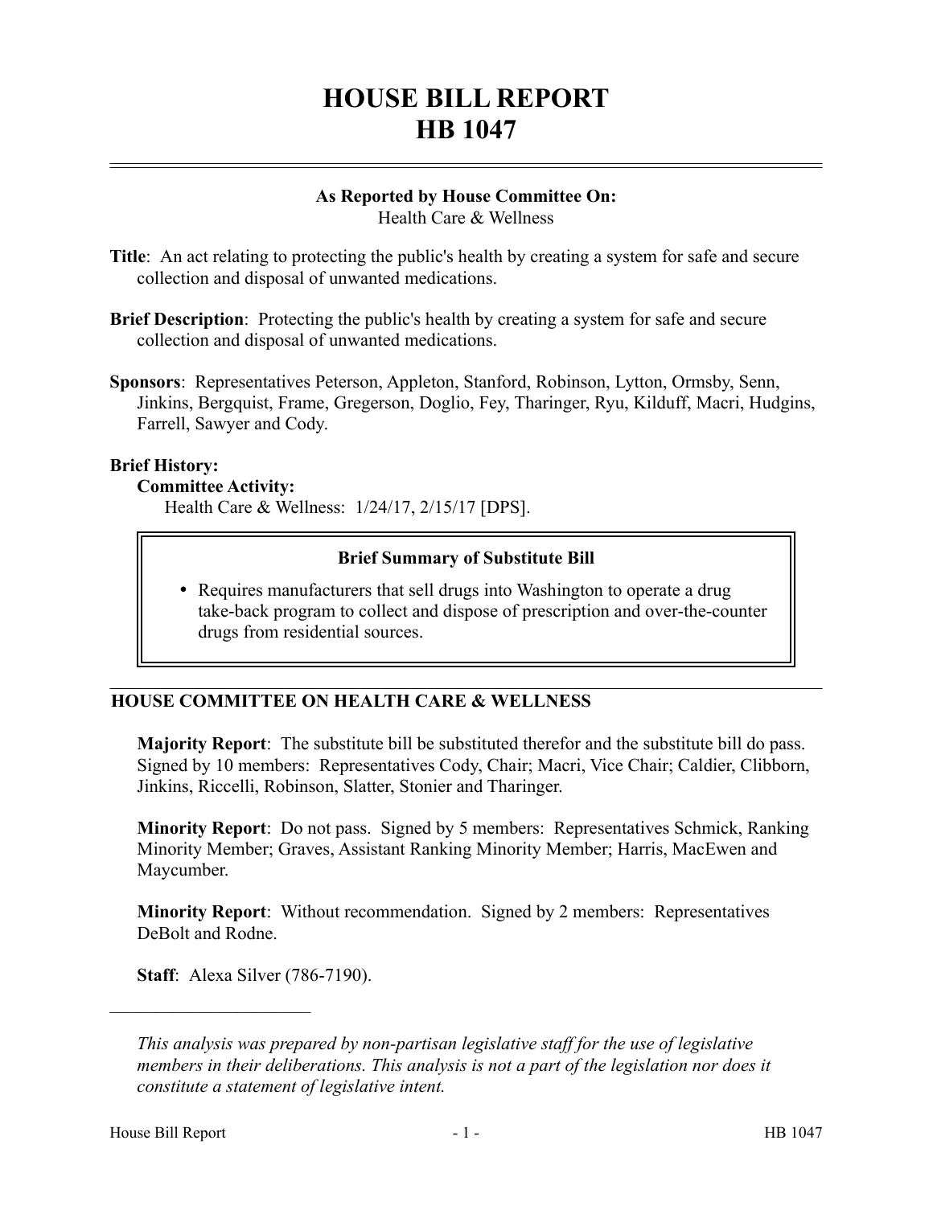# HOUSE BILL REPORT
# HB 1047

**As Reported by House Committee On:**
Health Care & Wellness

**Title**: An act relating to protecting the public's health by creating a system for safe and secure collection and disposal of unwanted medications.

**Brief Description**: Protecting the public's health by creating a system for safe and secure collection and disposal of unwanted medications.

**Sponsors**: Representatives Peterson, Appleton, Stanford, Robinson, Lytton, Ormsby, Senn, Jinkins, Bergquist, Frame, Gregerson, Doglio, Fey, Tharinger, Ryu, Kilduff, Macri, Hudgins, Farrell, Sawyer and Cody.

**Brief History:**

**Committee Activity:**

Health Care & Wellness: 1/24/17, 2/15/17 [DPS].

**Brief Summary of Substitute Bill**

- Requires manufacturers that sell drugs into Washington to operate a drug take-back program to collect and dispose of prescription and over-the-counter drugs from residential sources.

## HOUSE COMMITTEE ON HEALTH CARE & WELLNESS

**Majority Report**: The substitute bill be substituted therefor and the substitute bill do pass. Signed by 10 members: Representatives Cody, Chair; Macri, Vice Chair; Caldier, Clibborn, Jinkins, Riccelli, Robinson, Slatter, Stonier and Tharinger.

**Minority Report**: Do not pass. Signed by 5 members: Representatives Schmick, Ranking Minority Member; Graves, Assistant Ranking Minority Member; Harris, MacEwen and Maycumber.

**Minority Report**: Without recommendation. Signed by 2 members: Representatives DeBolt and Rodne.

**Staff**: Alexa Silver (786-7190).

---

*This analysis was prepared by non-partisan legislative staff for the use of legislative members in their deliberations. This analysis is not a part of the legislation nor does it constitute a statement of legislative intent.*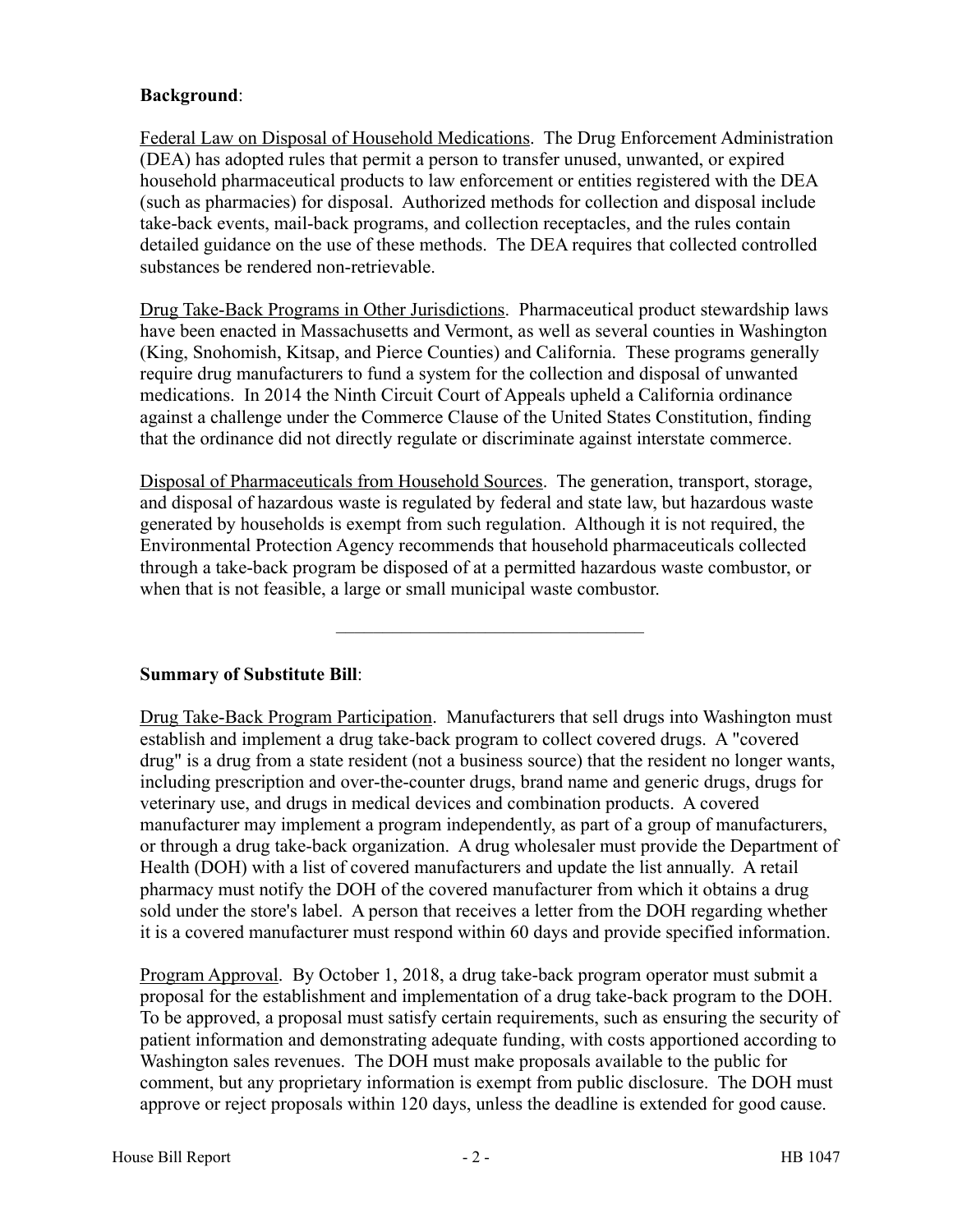**Background**:

Federal Law on Disposal of Household Medications. The Drug Enforcement Administration (DEA) has adopted rules that permit a person to transfer unused, unwanted, or expired household pharmaceutical products to law enforcement or entities registered with the DEA (such as pharmacies) for disposal. Authorized methods for collection and disposal include take-back events, mail-back programs, and collection receptacles, and the rules contain detailed guidance on the use of these methods. The DEA requires that collected controlled substances be rendered non-retrievable.

Drug Take-Back Programs in Other Jurisdictions. Pharmaceutical product stewardship laws have been enacted in Massachusetts and Vermont, as well as several counties in Washington (King, Snohomish, Kitsap, and Pierce Counties) and California. These programs generally require drug manufacturers to fund a system for the collection and disposal of unwanted medications. In 2014 the Ninth Circuit Court of Appeals upheld a California ordinance against a challenge under the Commerce Clause of the United States Constitution, finding that the ordinance did not directly regulate or discriminate against interstate commerce.

Disposal of Pharmaceuticals from Household Sources. The generation, transport, storage, and disposal of hazardous waste is regulated by federal and state law, but hazardous waste generated by households is exempt from such regulation. Although it is not required, the Environmental Protection Agency recommends that household pharmaceuticals collected through a take-back program be disposed of at a permitted hazardous waste combustor, or when that is not feasible, a large or small municipal waste combustor.

---

**Summary of Substitute Bill**:

Drug Take-Back Program Participation. Manufacturers that sell drugs into Washington must establish and implement a drug take-back program to collect covered drugs. A "covered drug" is a drug from a state resident (not a business source) that the resident no longer wants, including prescription and over-the-counter drugs, brand name and generic drugs, drugs for veterinary use, and drugs in medical devices and combination products. A covered manufacturer may implement a program independently, as part of a group of manufacturers, or through a drug take-back organization. A drug wholesaler must provide the Department of Health (DOH) with a list of covered manufacturers and update the list annually. A retail pharmacy must notify the DOH of the covered manufacturer from which it obtains a drug sold under the store's label. A person that receives a letter from the DOH regarding whether it is a covered manufacturer must respond within 60 days and provide specified information.

Program Approval. By October 1, 2018, a drug take-back program operator must submit a proposal for the establishment and implementation of a drug take-back program to the DOH. To be approved, a proposal must satisfy certain requirements, such as ensuring the security of patient information and demonstrating adequate funding, with costs apportioned according to Washington sales revenues. The DOH must make proposals available to the public for comment, but any proprietary information is exempt from public disclosure. The DOH must approve or reject proposals within 120 days, unless the deadline is extended for good cause.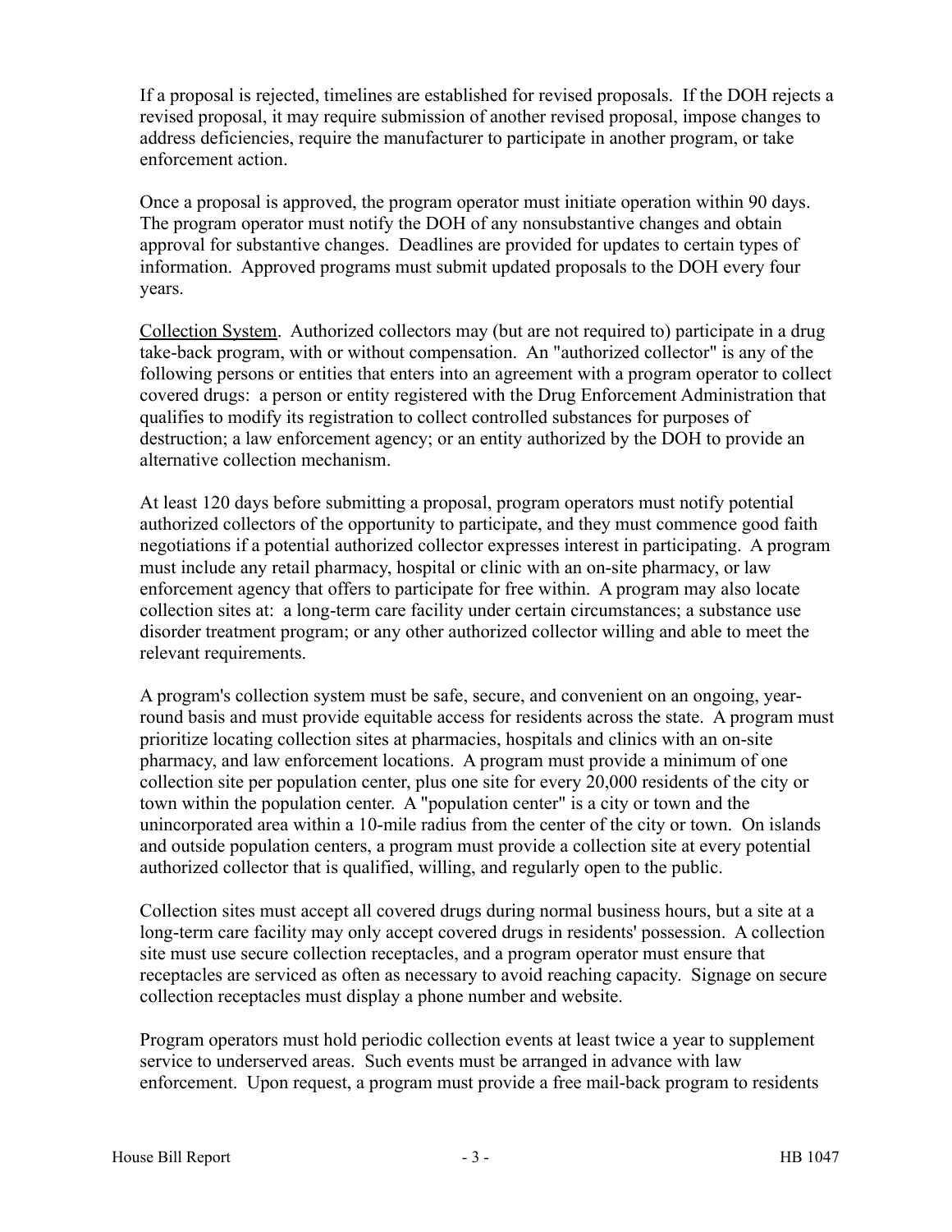If a proposal is rejected, timelines are established for revised proposals. If the DOH rejects a revised proposal, it may require submission of another revised proposal, impose changes to address deficiencies, require the manufacturer to participate in another program, or take enforcement action.

Once a proposal is approved, the program operator must initiate operation within 90 days. The program operator must notify the DOH of any nonsubstantive changes and obtain approval for substantive changes. Deadlines are provided for updates to certain types of information. Approved programs must submit updated proposals to the DOH every four years.

Collection System. Authorized collectors may (but are not required to) participate in a drug take-back program, with or without compensation. An "authorized collector" is any of the following persons or entities that enters into an agreement with a program operator to collect covered drugs: a person or entity registered with the Drug Enforcement Administration that qualifies to modify its registration to collect controlled substances for purposes of destruction; a law enforcement agency; or an entity authorized by the DOH to provide an alternative collection mechanism.

At least 120 days before submitting a proposal, program operators must notify potential authorized collectors of the opportunity to participate, and they must commence good faith negotiations if a potential authorized collector expresses interest in participating. A program must include any retail pharmacy, hospital or clinic with an on-site pharmacy, or law enforcement agency that offers to participate for free within. A program may also locate collection sites at: a long-term care facility under certain circumstances; a substance use disorder treatment program; or any other authorized collector willing and able to meet the relevant requirements.

A program's collection system must be safe, secure, and convenient on an ongoing, year-round basis and must provide equitable access for residents across the state. A program must prioritize locating collection sites at pharmacies, hospitals and clinics with an on-site pharmacy, and law enforcement locations. A program must provide a minimum of one collection site per population center, plus one site for every 20,000 residents of the city or town within the population center. A "population center" is a city or town and the unincorporated area within a 10-mile radius from the center of the city or town. On islands and outside population centers, a program must provide a collection site at every potential authorized collector that is qualified, willing, and regularly open to the public.

Collection sites must accept all covered drugs during normal business hours, but a site at a long-term care facility may only accept covered drugs in residents' possession. A collection site must use secure collection receptacles, and a program operator must ensure that receptacles are serviced as often as necessary to avoid reaching capacity. Signage on secure collection receptacles must display a phone number and website.

Program operators must hold periodic collection events at least twice a year to supplement service to underserved areas. Such events must be arranged in advance with law enforcement. Upon request, a program must provide a free mail-back program to residents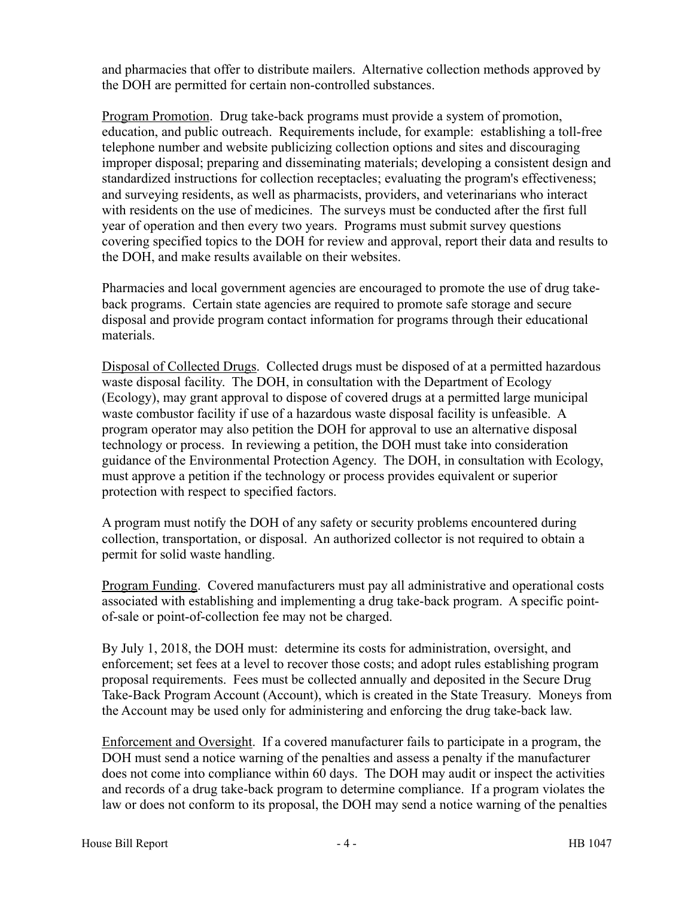and pharmacies that offer to distribute mailers. Alternative collection methods approved by the DOH are permitted for certain non-controlled substances.

Program Promotion. Drug take-back programs must provide a system of promotion, education, and public outreach. Requirements include, for example: establishing a toll-free telephone number and website publicizing collection options and sites and discouraging improper disposal; preparing and disseminating materials; developing a consistent design and standardized instructions for collection receptacles; evaluating the program's effectiveness; and surveying residents, as well as pharmacists, providers, and veterinarians who interact with residents on the use of medicines. The surveys must be conducted after the first full year of operation and then every two years. Programs must submit survey questions covering specified topics to the DOH for review and approval, report their data and results to the DOH, and make results available on their websites.

Pharmacies and local government agencies are encouraged to promote the use of drug take-back programs. Certain state agencies are required to promote safe storage and secure disposal and provide program contact information for programs through their educational materials.

Disposal of Collected Drugs. Collected drugs must be disposed of at a permitted hazardous waste disposal facility. The DOH, in consultation with the Department of Ecology (Ecology), may grant approval to dispose of covered drugs at a permitted large municipal waste combustor facility if use of a hazardous waste disposal facility is unfeasible. A program operator may also petition the DOH for approval to use an alternative disposal technology or process. In reviewing a petition, the DOH must take into consideration guidance of the Environmental Protection Agency. The DOH, in consultation with Ecology, must approve a petition if the technology or process provides equivalent or superior protection with respect to specified factors.

A program must notify the DOH of any safety or security problems encountered during collection, transportation, or disposal. An authorized collector is not required to obtain a permit for solid waste handling.

Program Funding. Covered manufacturers must pay all administrative and operational costs associated with establishing and implementing a drug take-back program. A specific point-of-sale or point-of-collection fee may not be charged.

By July 1, 2018, the DOH must: determine its costs for administration, oversight, and enforcement; set fees at a level to recover those costs; and adopt rules establishing program proposal requirements. Fees must be collected annually and deposited in the Secure Drug Take-Back Program Account (Account), which is created in the State Treasury. Moneys from the Account may be used only for administering and enforcing the drug take-back law.

Enforcement and Oversight. If a covered manufacturer fails to participate in a program, the DOH must send a notice warning of the penalties and assess a penalty if the manufacturer does not come into compliance within 60 days. The DOH may audit or inspect the activities and records of a drug take-back program to determine compliance. If a program violates the law or does not conform to its proposal, the DOH may send a notice warning of the penalties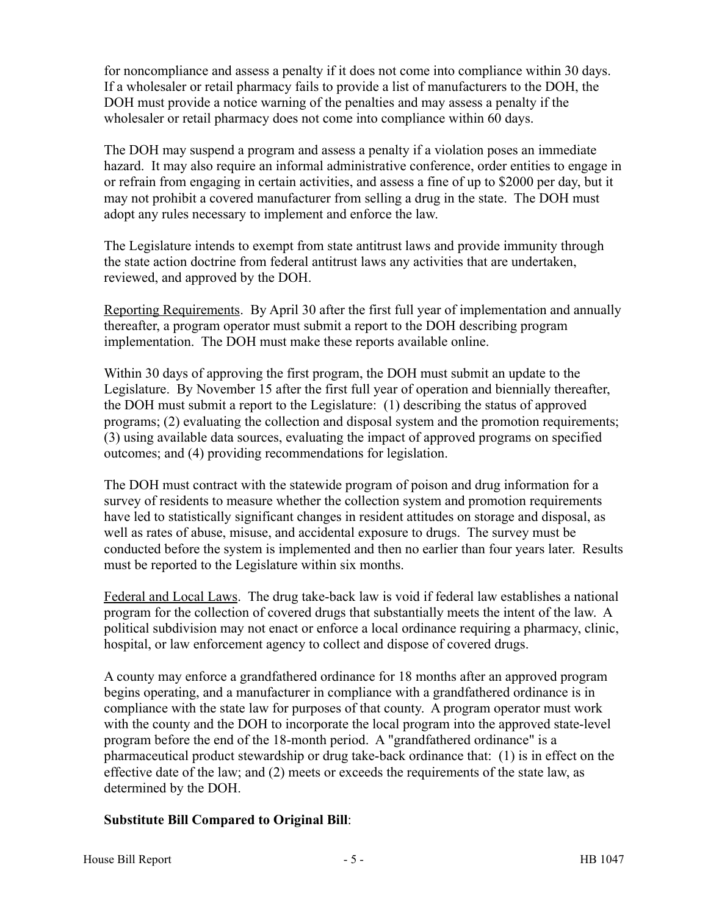for noncompliance and assess a penalty if it does not come into compliance within 30 days. If a wholesaler or retail pharmacy fails to provide a list of manufacturers to the DOH, the DOH must provide a notice warning of the penalties and may assess a penalty if the wholesaler or retail pharmacy does not come into compliance within 60 days.

The DOH may suspend a program and assess a penalty if a violation poses an immediate hazard. It may also require an informal administrative conference, order entities to engage in or refrain from engaging in certain activities, and assess a fine of up to $2000 per day, but it may not prohibit a covered manufacturer from selling a drug in the state. The DOH must adopt any rules necessary to implement and enforce the law.

The Legislature intends to exempt from state antitrust laws and provide immunity through the state action doctrine from federal antitrust laws any activities that are undertaken, reviewed, and approved by the DOH.

Reporting Requirements. By April 30 after the first full year of implementation and annually thereafter, a program operator must submit a report to the DOH describing program implementation. The DOH must make these reports available online.

Within 30 days of approving the first program, the DOH must submit an update to the Legislature. By November 15 after the first full year of operation and biennially thereafter, the DOH must submit a report to the Legislature: (1) describing the status of approved programs; (2) evaluating the collection and disposal system and the promotion requirements; (3) using available data sources, evaluating the impact of approved programs on specified outcomes; and (4) providing recommendations for legislation.

The DOH must contract with the statewide program of poison and drug information for a survey of residents to measure whether the collection system and promotion requirements have led to statistically significant changes in resident attitudes on storage and disposal, as well as rates of abuse, misuse, and accidental exposure to drugs. The survey must be conducted before the system is implemented and then no earlier than four years later. Results must be reported to the Legislature within six months.

Federal and Local Laws. The drug take-back law is void if federal law establishes a national program for the collection of covered drugs that substantially meets the intent of the law. A political subdivision may not enact or enforce a local ordinance requiring a pharmacy, clinic, hospital, or law enforcement agency to collect and dispose of covered drugs.

A county may enforce a grandfathered ordinance for 18 months after an approved program begins operating, and a manufacturer in compliance with a grandfathered ordinance is in compliance with the state law for purposes of that county. A program operator must work with the county and the DOH to incorporate the local program into the approved state-level program before the end of the 18-month period. A "grandfathered ordinance" is a pharmaceutical product stewardship or drug take-back ordinance that: (1) is in effect on the effective date of the law; and (2) meets or exceeds the requirements of the state law, as determined by the DOH.

**Substitute Bill Compared to Original Bill**: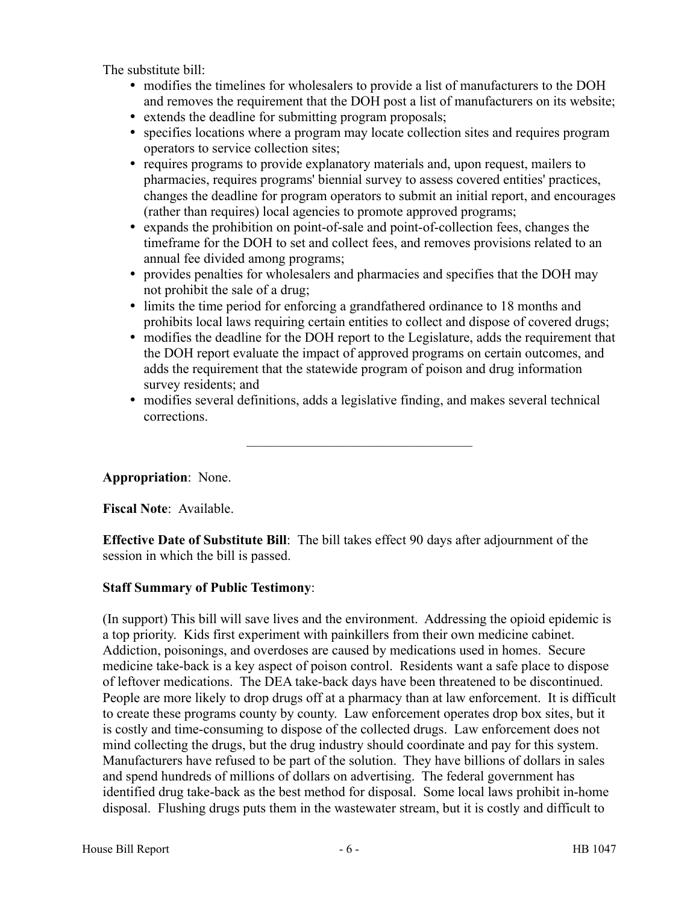The substitute bill:

- modifies the timelines for wholesalers to provide a list of manufacturers to the DOH and removes the requirement that the DOH post a list of manufacturers on its website;
- extends the deadline for submitting program proposals;
- specifies locations where a program may locate collection sites and requires program operators to service collection sites;
- requires programs to provide explanatory materials and, upon request, mailers to pharmacies, requires programs' biennial survey to assess covered entities' practices, changes the deadline for program operators to submit an initial report, and encourages (rather than requires) local agencies to promote approved programs;
- expands the prohibition on point-of-sale and point-of-collection fees, changes the timeframe for the DOH to set and collect fees, and removes provisions related to an annual fee divided among programs;
- provides penalties for wholesalers and pharmacies and specifies that the DOH may not prohibit the sale of a drug;
- limits the time period for enforcing a grandfathered ordinance to 18 months and prohibits local laws requiring certain entities to collect and dispose of covered drugs;
- modifies the deadline for the DOH report to the Legislature, adds the requirement that the DOH report evaluate the impact of approved programs on certain outcomes, and adds the requirement that the statewide program of poison and drug information survey residents; and
- modifies several definitions, adds a legislative finding, and makes several technical corrections.

---

**Appropriation**: None.

**Fiscal Note**: Available.

**Effective Date of Substitute Bill**: The bill takes effect 90 days after adjournment of the session in which the bill is passed.

**Staff Summary of Public Testimony**:

(In support) This bill will save lives and the environment. Addressing the opioid epidemic is a top priority. Kids first experiment with painkillers from their own medicine cabinet. Addiction, poisonings, and overdoses are caused by medications used in homes. Secure medicine take-back is a key aspect of poison control. Residents want a safe place to dispose of leftover medications. The DEA take-back days have been threatened to be discontinued. People are more likely to drop drugs off at a pharmacy than at law enforcement. It is difficult to create these programs county by county. Law enforcement operates drop box sites, but it is costly and time-consuming to dispose of the collected drugs. Law enforcement does not mind collecting the drugs, but the drug industry should coordinate and pay for this system. Manufacturers have refused to be part of the solution. They have billions of dollars in sales and spend hundreds of millions of dollars on advertising. The federal government has identified drug take-back as the best method for disposal. Some local laws prohibit in-home disposal. Flushing drugs puts them in the wastewater stream, but it is costly and difficult to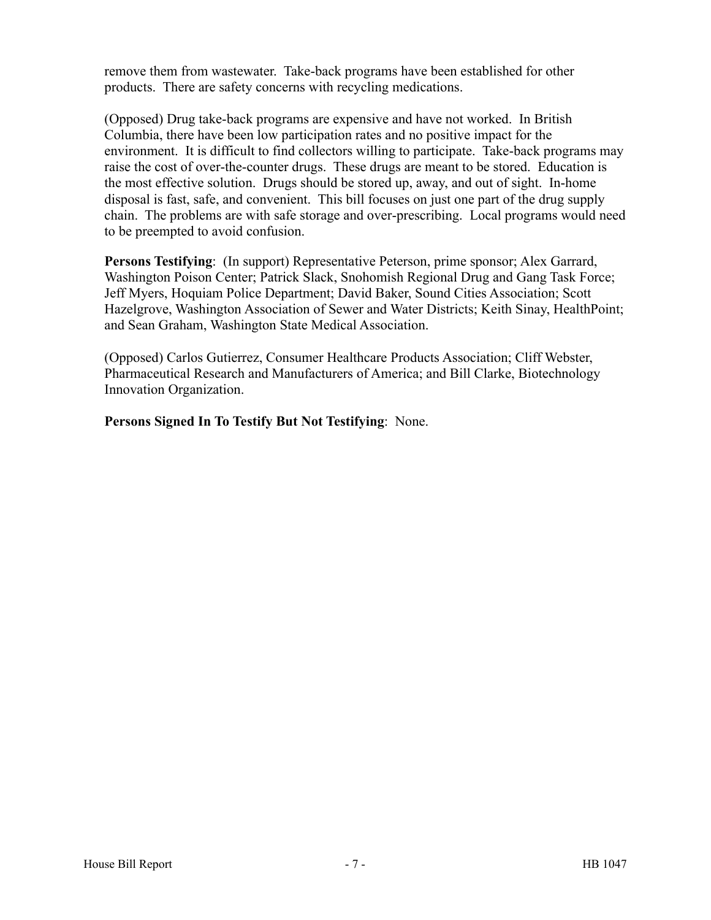remove them from wastewater. Take-back programs have been established for other products. There are safety concerns with recycling medications.

(Opposed) Drug take-back programs are expensive and have not worked. In British Columbia, there have been low participation rates and no positive impact for the environment. It is difficult to find collectors willing to participate. Take-back programs may raise the cost of over-the-counter drugs. These drugs are meant to be stored. Education is the most effective solution. Drugs should be stored up, away, and out of sight. In-home disposal is fast, safe, and convenient. This bill focuses on just one part of the drug supply chain. The problems are with safe storage and over-prescribing. Local programs would need to be preempted to avoid confusion.

**Persons Testifying**: (In support) Representative Peterson, prime sponsor; Alex Garrard, Washington Poison Center; Patrick Slack, Snohomish Regional Drug and Gang Task Force; Jeff Myers, Hoquiam Police Department; David Baker, Sound Cities Association; Scott Hazelgrove, Washington Association of Sewer and Water Districts; Keith Sinay, HealthPoint; and Sean Graham, Washington State Medical Association.

(Opposed) Carlos Gutierrez, Consumer Healthcare Products Association; Cliff Webster, Pharmaceutical Research and Manufacturers of America; and Bill Clarke, Biotechnology Innovation Organization.

**Persons Signed In To Testify But Not Testifying**: None.